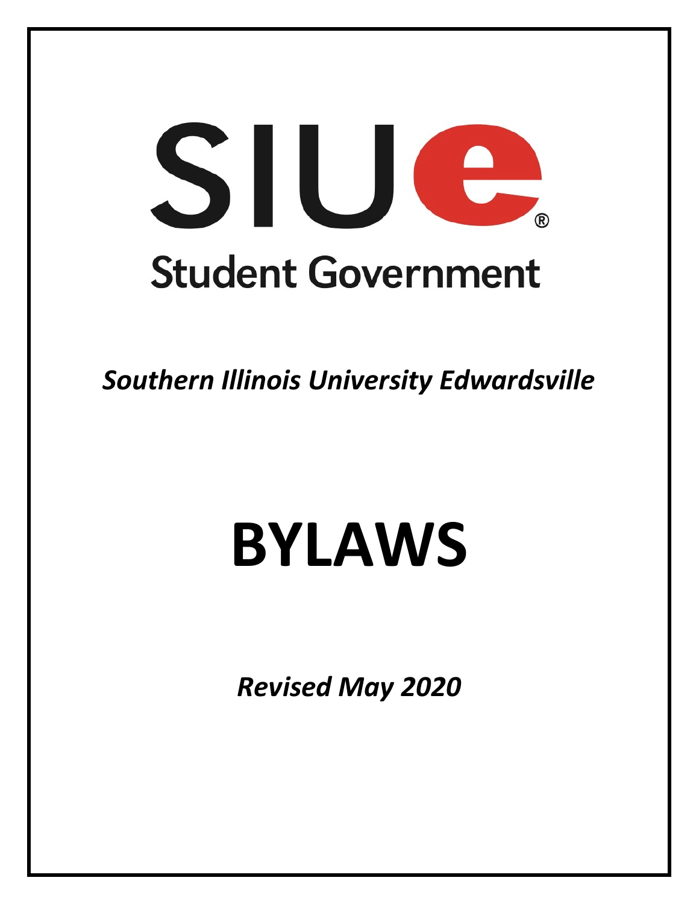# SIUe

## Student Government

*Southern Illinois University Edwardsville*

# BYLAWS

*Revised May 2020*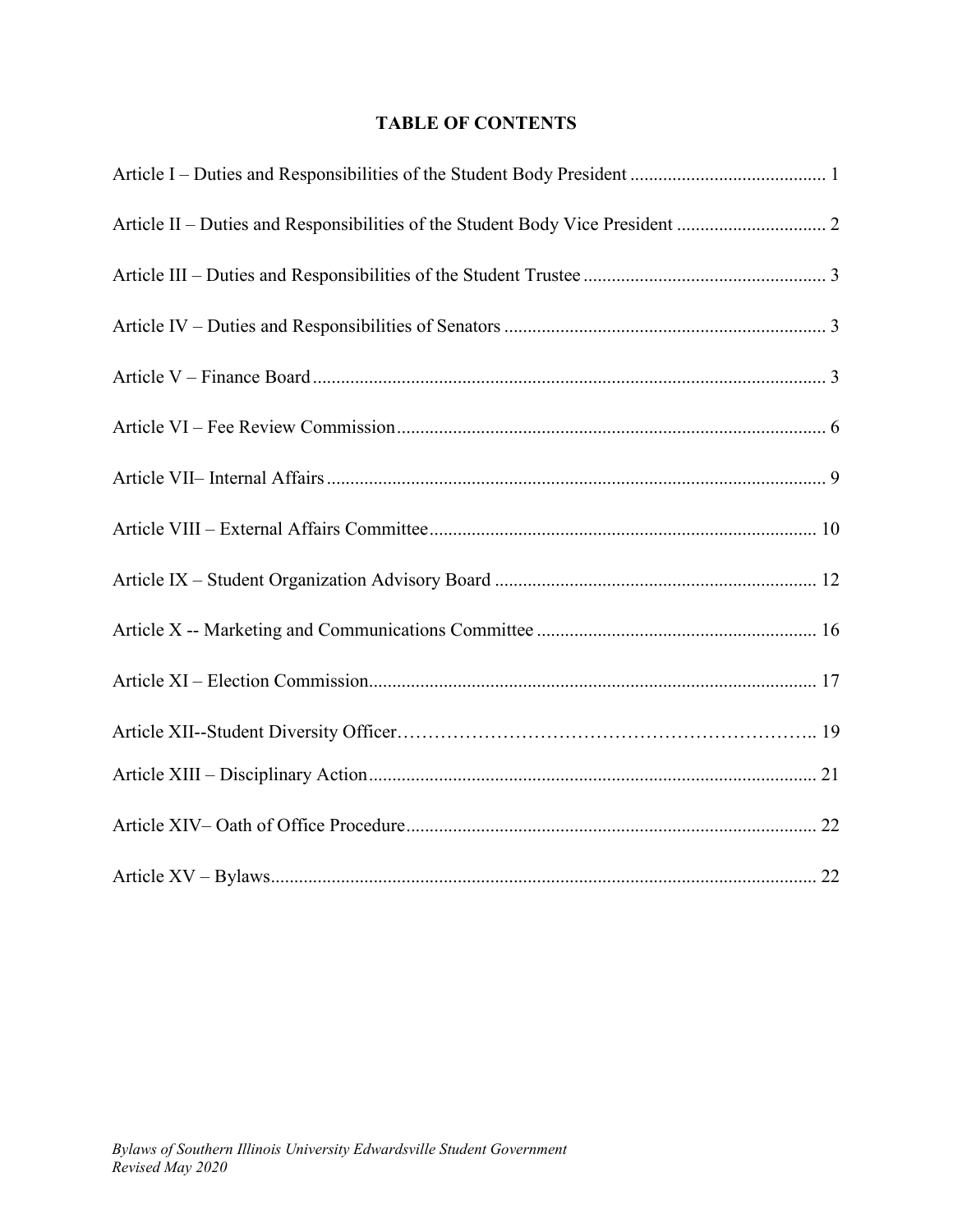## TABLE OF CONTENTS

Article I – Duties and Responsibilities of the Student Body President .......................................... 1

Article II – Duties and Responsibilities of the Student Body Vice President ................................ 2

Article III – Duties and Responsibilities of the Student Trustee .................................................... 3

Article IV – Duties and Responsibilities of Senators ..................................................................... 3

Article V – Finance Board .............................................................................................................. 3

Article VI – Fee Review Commission ............................................................................................ 6

Article VII– Internal Affairs ........................................................................................................... 9

Article VIII – External Affairs Committee .................................................................................. 10

Article IX – Student Organization Advisory Board ..................................................................... 12

Article X -- Marketing and Communications Committee ............................................................ 16

Article XI – Election Commission................................................................................................ 17

Article XII--Student Diversity Officer……………………………………………………….. 19

Article XIII – Disciplinary Action ................................................................................................ 21

Article XIV– Oath of Office Procedure ........................................................................................ 22

Article XV – Bylaws..................................................................................................................... 22

*Bylaws of Southern Illinois University Edwardsville Student Government*
*Revised May 2020*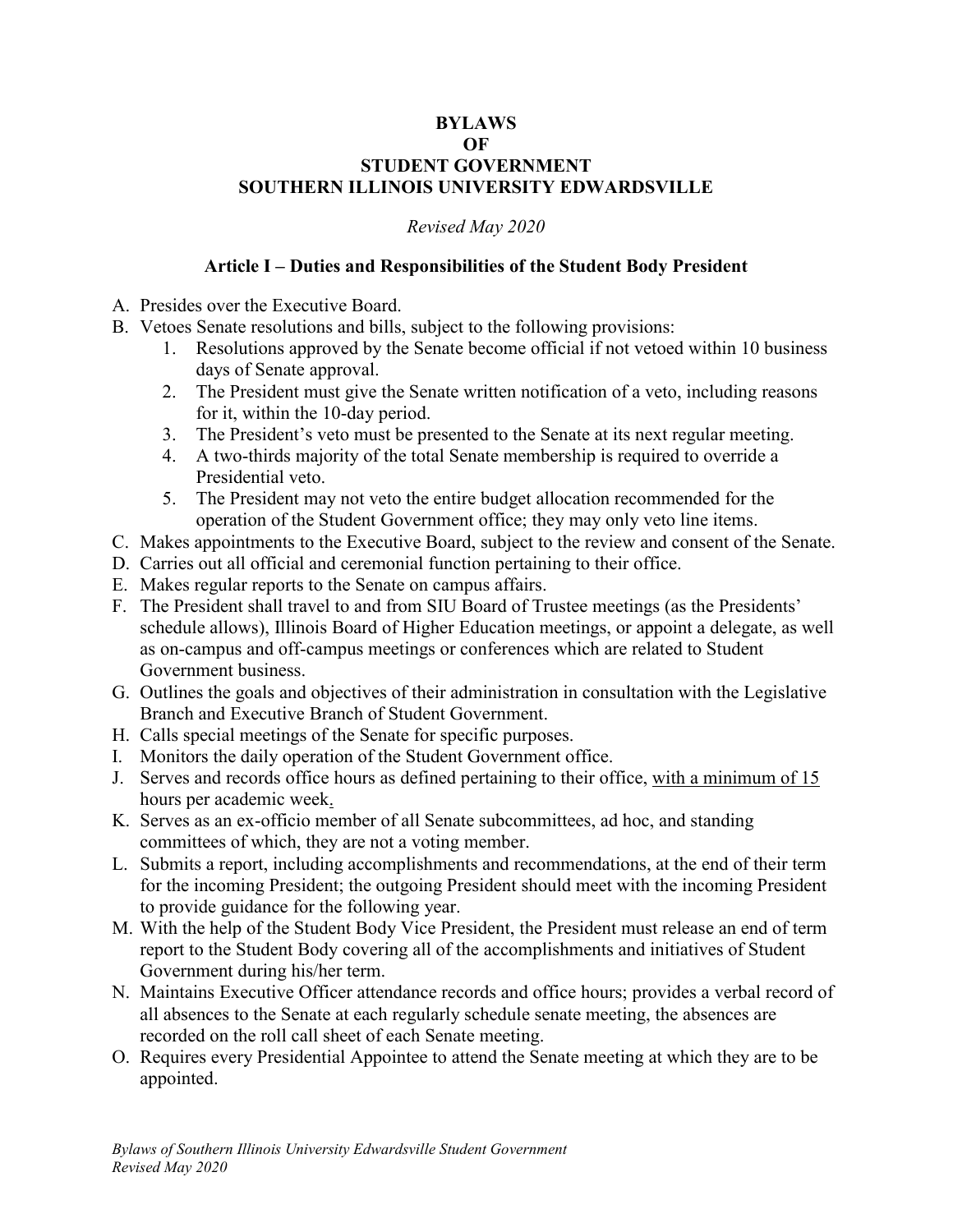**BYLAWS**
**OF**
**STUDENT GOVERNMENT**
**SOUTHERN ILLINOIS UNIVERSITY EDWARDSVILLE**

*Revised May 2020*

### Article I – Duties and Responsibilities of the Student Body President

A. Presides over the Executive Board.
B. Vetoes Senate resolutions and bills, subject to the following provisions:
    1. Resolutions approved by the Senate become official if not vetoed within 10 business days of Senate approval.
    2. The President must give the Senate written notification of a veto, including reasons for it, within the 10-day period.
    3. The President's veto must be presented to the Senate at its next regular meeting.
    4. A two-thirds majority of the total Senate membership is required to override a Presidential veto.
    5. The President may not veto the entire budget allocation recommended for the operation of the Student Government office; they may only veto line items.
C. Makes appointments to the Executive Board, subject to the review and consent of the Senate.
D. Carries out all official and ceremonial function pertaining to their office.
E. Makes regular reports to the Senate on campus affairs.
F. The President shall travel to and from SIU Board of Trustee meetings (as the Presidents' schedule allows), Illinois Board of Higher Education meetings, or appoint a delegate, as well as on-campus and off-campus meetings or conferences which are related to Student Government business.
G. Outlines the goals and objectives of their administration in consultation with the Legislative Branch and Executive Branch of Student Government.
H. Calls special meetings of the Senate for specific purposes.
I. Monitors the daily operation of the Student Government office.
J. Serves and records office hours as defined pertaining to their office, <u>with a minimum of 15 hours per academic week.</u>
K. Serves as an ex-officio member of all Senate subcommittees, ad hoc, and standing committees of which, they are not a voting member.
L. Submits a report, including accomplishments and recommendations, at the end of their term for the incoming President; the outgoing President should meet with the incoming President to provide guidance for the following year.
M. With the help of the Student Body Vice President, the President must release an end of term report to the Student Body covering all of the accomplishments and initiatives of Student Government during his/her term.
N. Maintains Executive Officer attendance records and office hours; provides a verbal record of all absences to the Senate at each regularly schedule senate meeting, the absences are recorded on the roll call sheet of each Senate meeting.
O. Requires every Presidential Appointee to attend the Senate meeting at which they are to be appointed.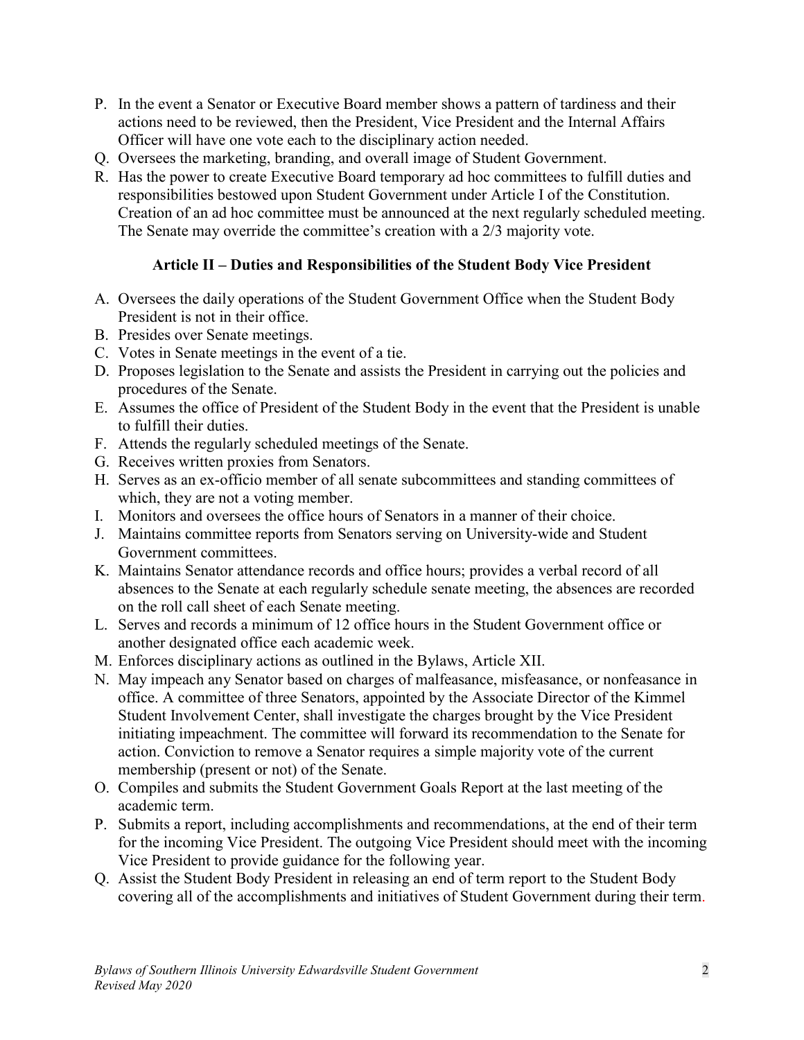P. In the event a Senator or Executive Board member shows a pattern of tardiness and their actions need to be reviewed, then the President, Vice President and the Internal Affairs Officer will have one vote each to the disciplinary action needed.
Q. Oversees the marketing, branding, and overall image of Student Government.
R. Has the power to create Executive Board temporary ad hoc committees to fulfill duties and responsibilities bestowed upon Student Government under Article I of the Constitution. Creation of an ad hoc committee must be announced at the next regularly scheduled meeting. The Senate may override the committee's creation with a 2/3 majority vote.

### Article II – Duties and Responsibilities of the Student Body Vice President

A. Oversees the daily operations of the Student Government Office when the Student Body President is not in their office.
B. Presides over Senate meetings.
C. Votes in Senate meetings in the event of a tie.
D. Proposes legislation to the Senate and assists the President in carrying out the policies and procedures of the Senate.
E. Assumes the office of President of the Student Body in the event that the President is unable to fulfill their duties.
F. Attends the regularly scheduled meetings of the Senate.
G. Receives written proxies from Senators.
H. Serves as an ex-officio member of all senate subcommittees and standing committees of which, they are not a voting member.
I. Monitors and oversees the office hours of Senators in a manner of their choice.
J. Maintains committee reports from Senators serving on University-wide and Student Government committees.
K. Maintains Senator attendance records and office hours; provides a verbal record of all absences to the Senate at each regularly schedule senate meeting, the absences are recorded on the roll call sheet of each Senate meeting.
L. Serves and records a minimum of 12 office hours in the Student Government office or another designated office each academic week.
M. Enforces disciplinary actions as outlined in the Bylaws, Article XII.
N. May impeach any Senator based on charges of malfeasance, misfeasance, or nonfeasance in office. A committee of three Senators, appointed by the Associate Director of the Kimmel Student Involvement Center, shall investigate the charges brought by the Vice President initiating impeachment. The committee will forward its recommendation to the Senate for action. Conviction to remove a Senator requires a simple majority vote of the current membership (present or not) of the Senate.
O. Compiles and submits the Student Government Goals Report at the last meeting of the academic term.
P. Submits a report, including accomplishments and recommendations, at the end of their term for the incoming Vice President. The outgoing Vice President should meet with the incoming Vice President to provide guidance for the following year.
Q. Assist the Student Body President in releasing an end of term report to the Student Body covering all of the accomplishments and initiatives of Student Government during their term.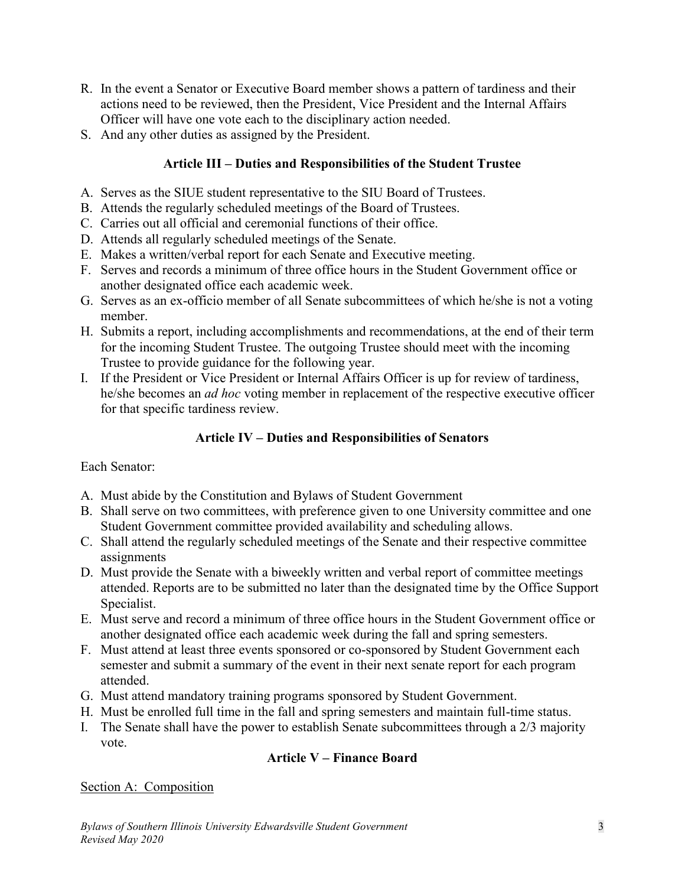R. In the event a Senator or Executive Board member shows a pattern of tardiness and their actions need to be reviewed, then the President, Vice President and the Internal Affairs Officer will have one vote each to the disciplinary action needed.
S. And any other duties as assigned by the President.

### Article III – Duties and Responsibilities of the Student Trustee

A. Serves as the SIUE student representative to the SIU Board of Trustees.
B. Attends the regularly scheduled meetings of the Board of Trustees.
C. Carries out all official and ceremonial functions of their office.
D. Attends all regularly scheduled meetings of the Senate.
E. Makes a written/verbal report for each Senate and Executive meeting.
F. Serves and records a minimum of three office hours in the Student Government office or another designated office each academic week.
G. Serves as an ex-officio member of all Senate subcommittees of which he/she is not a voting member.
H. Submits a report, including accomplishments and recommendations, at the end of their term for the incoming Student Trustee. The outgoing Trustee should meet with the incoming Trustee to provide guidance for the following year.
I. If the President or Vice President or Internal Affairs Officer is up for review of tardiness, he/she becomes an *ad hoc* voting member in replacement of the respective executive officer for that specific tardiness review.

### Article IV – Duties and Responsibilities of Senators

Each Senator:

A. Must abide by the Constitution and Bylaws of Student Government
B. Shall serve on two committees, with preference given to one University committee and one Student Government committee provided availability and scheduling allows.
C. Shall attend the regularly scheduled meetings of the Senate and their respective committee assignments
D. Must provide the Senate with a biweekly written and verbal report of committee meetings attended. Reports are to be submitted no later than the designated time by the Office Support Specialist.
E. Must serve and record a minimum of three office hours in the Student Government office or another designated office each academic week during the fall and spring semesters.
F. Must attend at least three events sponsored or co-sponsored by Student Government each semester and submit a summary of the event in their next senate report for each program attended.
G. Must attend mandatory training programs sponsored by Student Government.
H. Must be enrolled full time in the fall and spring semesters and maintain full-time status.
I. The Senate shall have the power to establish Senate subcommittees through a 2/3 majority vote.

### Article V – Finance Board

Section A: Composition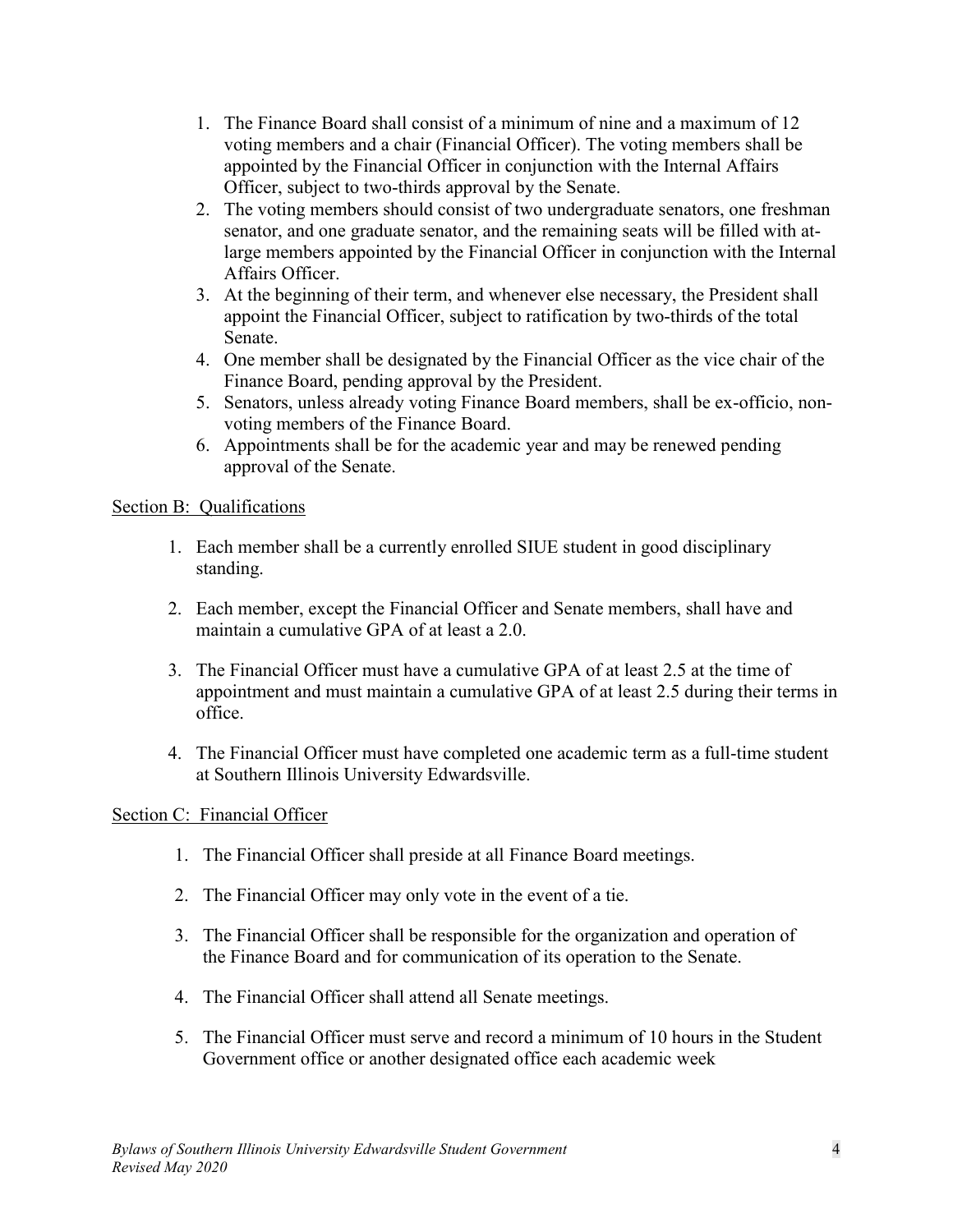1. The Finance Board shall consist of a minimum of nine and a maximum of 12 voting members and a chair (Financial Officer). The voting members shall be appointed by the Financial Officer in conjunction with the Internal Affairs Officer, subject to two-thirds approval by the Senate.
2. The voting members should consist of two undergraduate senators, one freshman senator, and one graduate senator, and the remaining seats will be filled with at-large members appointed by the Financial Officer in conjunction with the Internal Affairs Officer.
3. At the beginning of their term, and whenever else necessary, the President shall appoint the Financial Officer, subject to ratification by two-thirds of the total Senate.
4. One member shall be designated by the Financial Officer as the vice chair of the Finance Board, pending approval by the President.
5. Senators, unless already voting Finance Board members, shall be ex-officio, non-voting members of the Finance Board.
6. Appointments shall be for the academic year and may be renewed pending approval of the Senate.

Section B: Qualifications

1. Each member shall be a currently enrolled SIUE student in good disciplinary standing.

2. Each member, except the Financial Officer and Senate members, shall have and maintain a cumulative GPA of at least a 2.0.

3. The Financial Officer must have a cumulative GPA of at least 2.5 at the time of appointment and must maintain a cumulative GPA of at least 2.5 during their terms in office.

4. The Financial Officer must have completed one academic term as a full-time student at Southern Illinois University Edwardsville.

Section C: Financial Officer

1. The Financial Officer shall preside at all Finance Board meetings.

2. The Financial Officer may only vote in the event of a tie.

3. The Financial Officer shall be responsible for the organization and operation of the Finance Board and for communication of its operation to the Senate.

4. The Financial Officer shall attend all Senate meetings.

5. The Financial Officer must serve and record a minimum of 10 hours in the Student Government office or another designated office each academic week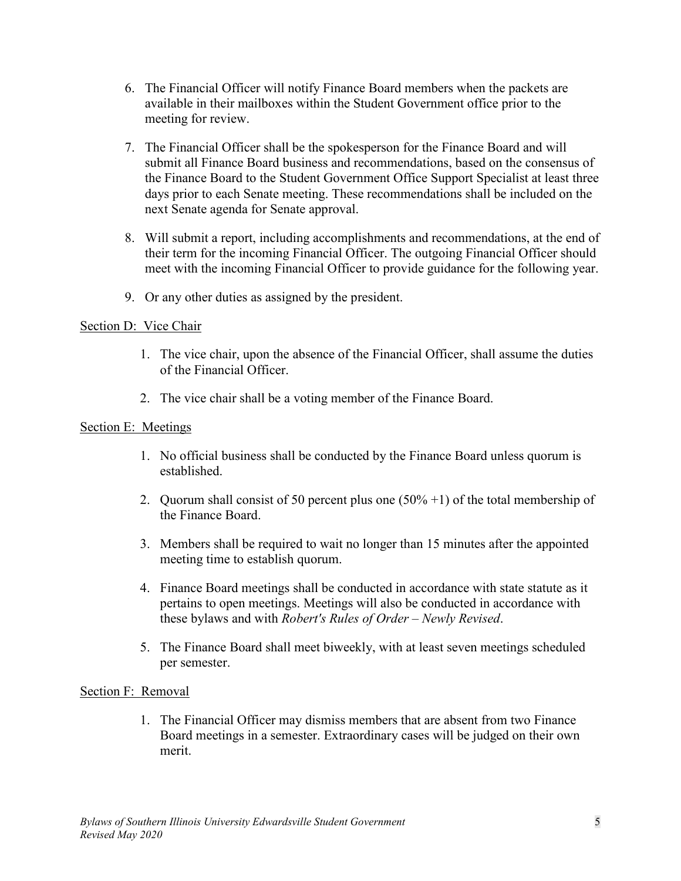6. The Financial Officer will notify Finance Board members when the packets are available in their mailboxes within the Student Government office prior to the meeting for review.

7. The Financial Officer shall be the spokesperson for the Finance Board and will submit all Finance Board business and recommendations, based on the consensus of the Finance Board to the Student Government Office Support Specialist at least three days prior to each Senate meeting. These recommendations shall be included on the next Senate agenda for Senate approval.

8. Will submit a report, including accomplishments and recommendations, at the end of their term for the incoming Financial Officer. The outgoing Financial Officer should meet with the incoming Financial Officer to provide guidance for the following year.

9. Or any other duties as assigned by the president.

Section D: Vice Chair

1. The vice chair, upon the absence of the Financial Officer, shall assume the duties of the Financial Officer.

2. The vice chair shall be a voting member of the Finance Board.

Section E: Meetings

1. No official business shall be conducted by the Finance Board unless quorum is established.

2. Quorum shall consist of 50 percent plus one (50% +1) of the total membership of the Finance Board.

3. Members shall be required to wait no longer than 15 minutes after the appointed meeting time to establish quorum.

4. Finance Board meetings shall be conducted in accordance with state statute as it pertains to open meetings. Meetings will also be conducted in accordance with these bylaws and with *Robert's Rules of Order – Newly Revised*.

5. The Finance Board shall meet biweekly, with at least seven meetings scheduled per semester.

Section F: Removal

1. The Financial Officer may dismiss members that are absent from two Finance Board meetings in a semester. Extraordinary cases will be judged on their own merit.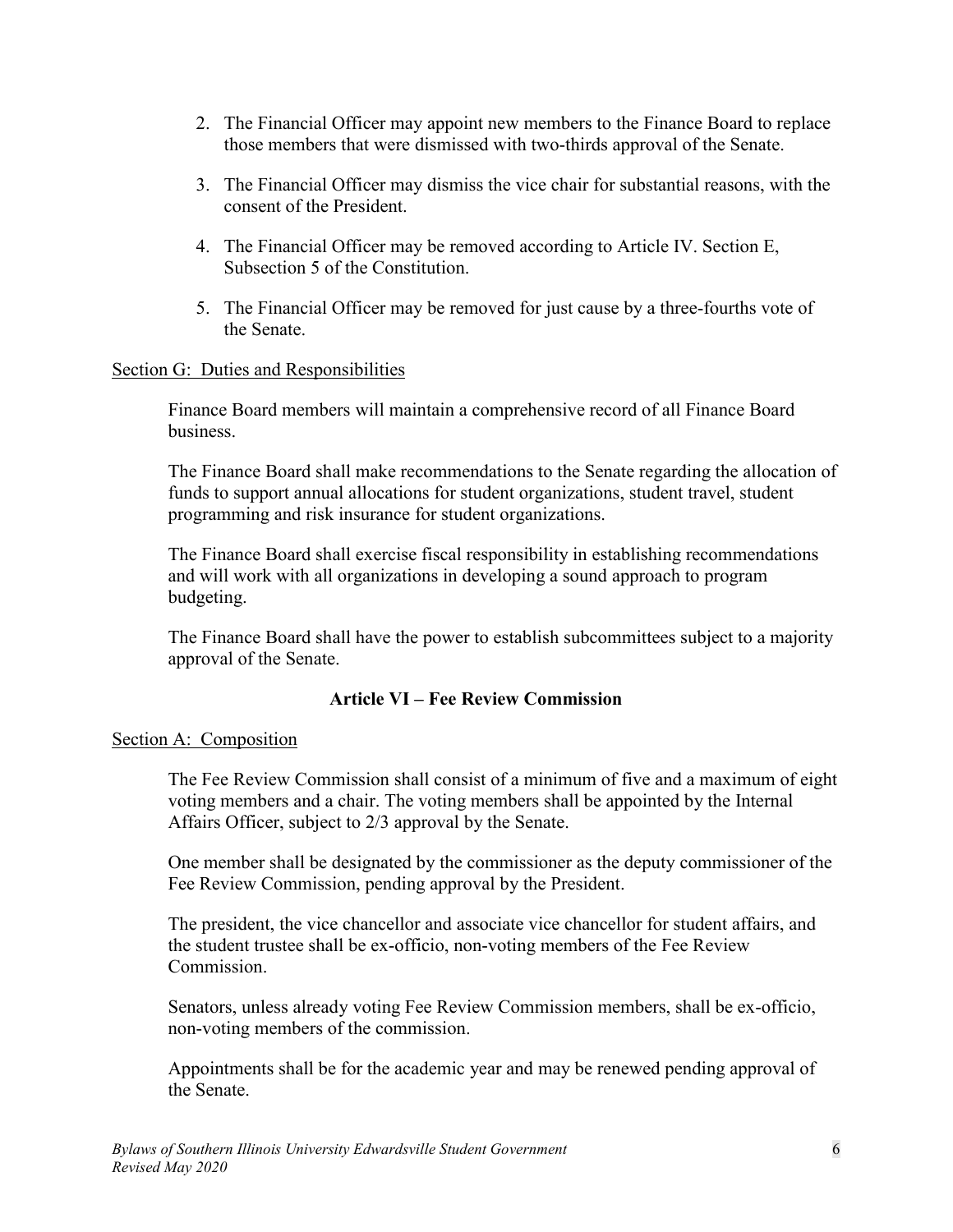2. The Financial Officer may appoint new members to the Finance Board to replace those members that were dismissed with two-thirds approval of the Senate.

3. The Financial Officer may dismiss the vice chair for substantial reasons, with the consent of the President.

4. The Financial Officer may be removed according to Article IV. Section E, Subsection 5 of the Constitution.

5. The Financial Officer may be removed for just cause by a three-fourths vote of the Senate.

Section G: Duties and Responsibilities

Finance Board members will maintain a comprehensive record of all Finance Board business.

The Finance Board shall make recommendations to the Senate regarding the allocation of funds to support annual allocations for student organizations, student travel, student programming and risk insurance for student organizations.

The Finance Board shall exercise fiscal responsibility in establishing recommendations and will work with all organizations in developing a sound approach to program budgeting.

The Finance Board shall have the power to establish subcommittees subject to a majority approval of the Senate.

## Article VI – Fee Review Commission

Section A: Composition

The Fee Review Commission shall consist of a minimum of five and a maximum of eight voting members and a chair. The voting members shall be appointed by the Internal Affairs Officer, subject to 2/3 approval by the Senate.

One member shall be designated by the commissioner as the deputy commissioner of the Fee Review Commission, pending approval by the President.

The president, the vice chancellor and associate vice chancellor for student affairs, and the student trustee shall be ex-officio, non-voting members of the Fee Review Commission.

Senators, unless already voting Fee Review Commission members, shall be ex-officio, non-voting members of the commission.

Appointments shall be for the academic year and may be renewed pending approval of the Senate.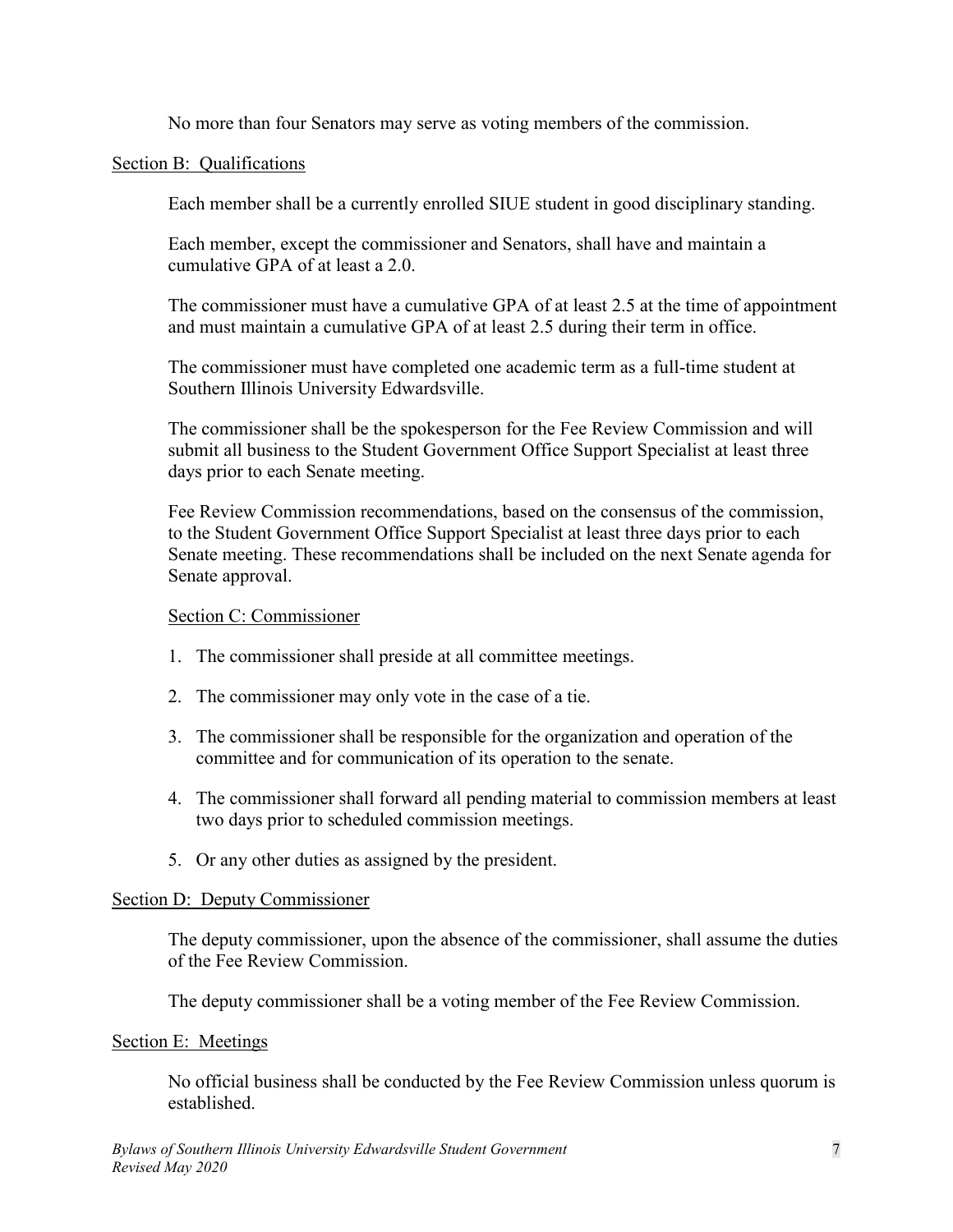No more than four Senators may serve as voting members of the commission.

Section B: Qualifications

Each member shall be a currently enrolled SIUE student in good disciplinary standing.

Each member, except the commissioner and Senators, shall have and maintain a cumulative GPA of at least a 2.0.

The commissioner must have a cumulative GPA of at least 2.5 at the time of appointment and must maintain a cumulative GPA of at least 2.5 during their term in office.

The commissioner must have completed one academic term as a full-time student at Southern Illinois University Edwardsville.

The commissioner shall be the spokesperson for the Fee Review Commission and will submit all business to the Student Government Office Support Specialist at least three days prior to each Senate meeting.

Fee Review Commission recommendations, based on the consensus of the commission, to the Student Government Office Support Specialist at least three days prior to each Senate meeting. These recommendations shall be included on the next Senate agenda for Senate approval.

Section C: Commissioner

1. The commissioner shall preside at all committee meetings.
2. The commissioner may only vote in the case of a tie.
3. The commissioner shall be responsible for the organization and operation of the committee and for communication of its operation to the senate.
4. The commissioner shall forward all pending material to commission members at least two days prior to scheduled commission meetings.
5. Or any other duties as assigned by the president.

Section D: Deputy Commissioner

The deputy commissioner, upon the absence of the commissioner, shall assume the duties of the Fee Review Commission.

The deputy commissioner shall be a voting member of the Fee Review Commission.

Section E: Meetings

No official business shall be conducted by the Fee Review Commission unless quorum is established.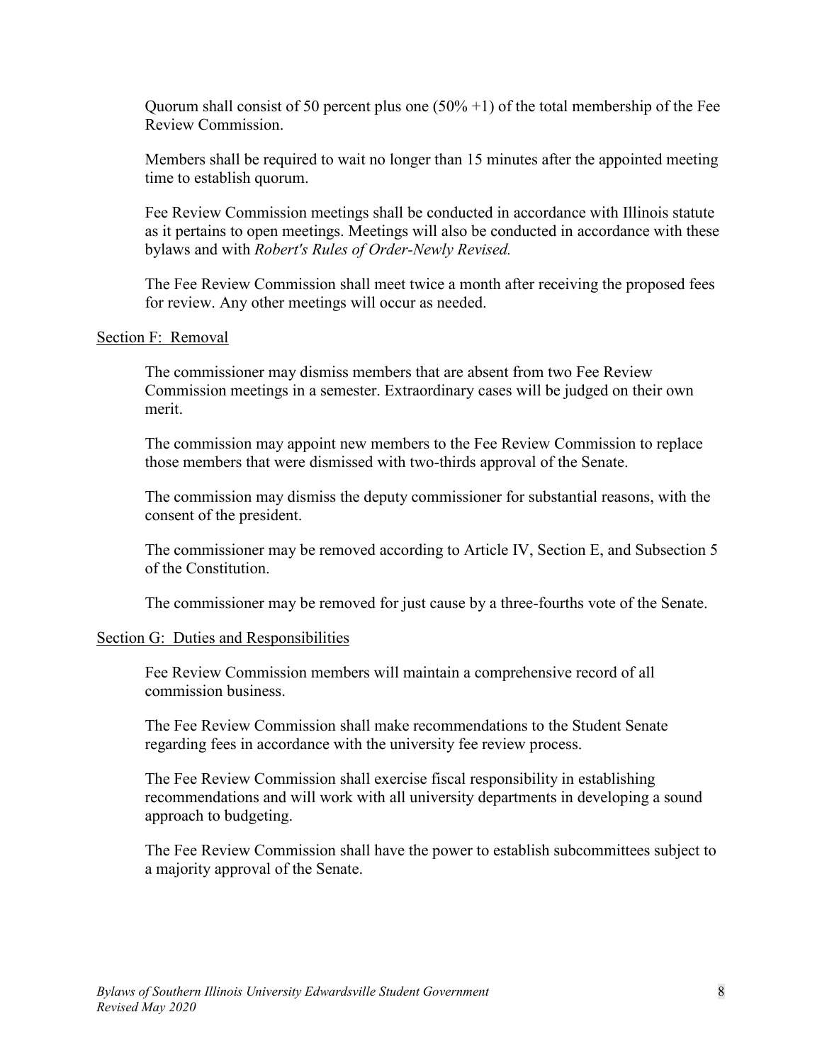Quorum shall consist of 50 percent plus one (50% +1) of the total membership of the Fee Review Commission.

Members shall be required to wait no longer than 15 minutes after the appointed meeting time to establish quorum.

Fee Review Commission meetings shall be conducted in accordance with Illinois statute as it pertains to open meetings. Meetings will also be conducted in accordance with these bylaws and with *Robert's Rules of Order-Newly Revised.*

The Fee Review Commission shall meet twice a month after receiving the proposed fees for review. Any other meetings will occur as needed.

Section F: Removal

The commissioner may dismiss members that are absent from two Fee Review Commission meetings in a semester. Extraordinary cases will be judged on their own merit.

The commission may appoint new members to the Fee Review Commission to replace those members that were dismissed with two-thirds approval of the Senate.

The commission may dismiss the deputy commissioner for substantial reasons, with the consent of the president.

The commissioner may be removed according to Article IV, Section E, and Subsection 5 of the Constitution.

The commissioner may be removed for just cause by a three-fourths vote of the Senate.

Section G: Duties and Responsibilities

Fee Review Commission members will maintain a comprehensive record of all commission business.

The Fee Review Commission shall make recommendations to the Student Senate regarding fees in accordance with the university fee review process.

The Fee Review Commission shall exercise fiscal responsibility in establishing recommendations and will work with all university departments in developing a sound approach to budgeting.

The Fee Review Commission shall have the power to establish subcommittees subject to a majority approval of the Senate.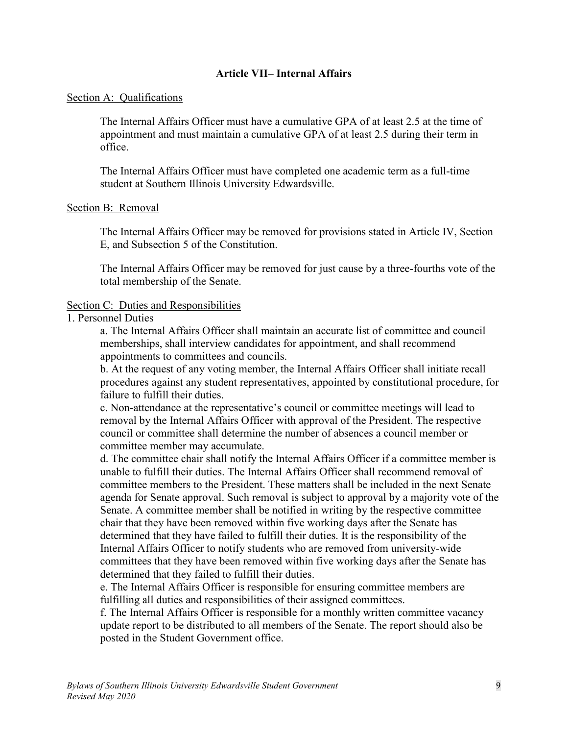## Article VII– Internal Affairs

Section A: Qualifications

The Internal Affairs Officer must have a cumulative GPA of at least 2.5 at the time of appointment and must maintain a cumulative GPA of at least 2.5 during their term in office.

The Internal Affairs Officer must have completed one academic term as a full-time student at Southern Illinois University Edwardsville.

Section B: Removal

The Internal Affairs Officer may be removed for provisions stated in Article IV, Section E, and Subsection 5 of the Constitution.

The Internal Affairs Officer may be removed for just cause by a three-fourths vote of the total membership of the Senate.

Section C: Duties and Responsibilities

1. Personnel Duties

a. The Internal Affairs Officer shall maintain an accurate list of committee and council memberships, shall interview candidates for appointment, and shall recommend appointments to committees and councils.

b. At the request of any voting member, the Internal Affairs Officer shall initiate recall procedures against any student representatives, appointed by constitutional procedure, for failure to fulfill their duties.

c. Non-attendance at the representative's council or committee meetings will lead to removal by the Internal Affairs Officer with approval of the President. The respective council or committee shall determine the number of absences a council member or committee member may accumulate.

d. The committee chair shall notify the Internal Affairs Officer if a committee member is unable to fulfill their duties. The Internal Affairs Officer shall recommend removal of committee members to the President. These matters shall be included in the next Senate agenda for Senate approval. Such removal is subject to approval by a majority vote of the Senate. A committee member shall be notified in writing by the respective committee chair that they have been removed within five working days after the Senate has determined that they have failed to fulfill their duties. It is the responsibility of the Internal Affairs Officer to notify students who are removed from university-wide committees that they have been removed within five working days after the Senate has determined that they failed to fulfill their duties.

e. The Internal Affairs Officer is responsible for ensuring committee members are fulfilling all duties and responsibilities of their assigned committees.

f. The Internal Affairs Officer is responsible for a monthly written committee vacancy update report to be distributed to all members of the Senate. The report should also be posted in the Student Government office.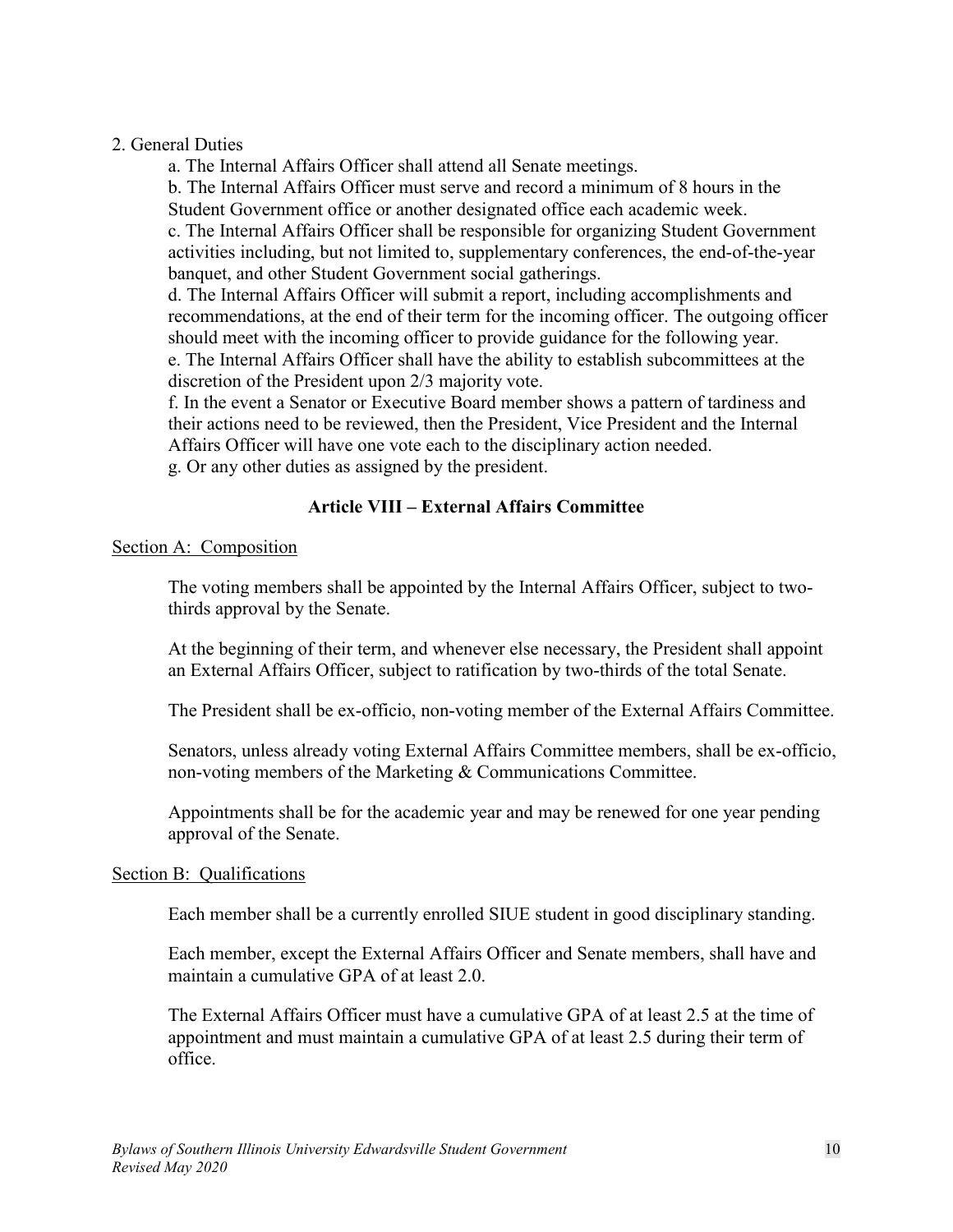2. General Duties

a. The Internal Affairs Officer shall attend all Senate meetings.
b. The Internal Affairs Officer must serve and record a minimum of 8 hours in the Student Government office or another designated office each academic week.
c. The Internal Affairs Officer shall be responsible for organizing Student Government activities including, but not limited to, supplementary conferences, the end-of-the-year banquet, and other Student Government social gatherings.
d. The Internal Affairs Officer will submit a report, including accomplishments and recommendations, at the end of their term for the incoming officer. The outgoing officer should meet with the incoming officer to provide guidance for the following year.
e. The Internal Affairs Officer shall have the ability to establish subcommittees at the discretion of the President upon 2/3 majority vote.
f. In the event a Senator or Executive Board member shows a pattern of tardiness and their actions need to be reviewed, then the President, Vice President and the Internal Affairs Officer will have one vote each to the disciplinary action needed.
g. Or any other duties as assigned by the president.

## Article VIII – External Affairs Committee

Section A: Composition

The voting members shall be appointed by the Internal Affairs Officer, subject to two-thirds approval by the Senate.

At the beginning of their term, and whenever else necessary, the President shall appoint an External Affairs Officer, subject to ratification by two-thirds of the total Senate.

The President shall be ex-officio, non-voting member of the External Affairs Committee.

Senators, unless already voting External Affairs Committee members, shall be ex-officio, non-voting members of the Marketing & Communications Committee.

Appointments shall be for the academic year and may be renewed for one year pending approval of the Senate.

Section B: Qualifications

Each member shall be a currently enrolled SIUE student in good disciplinary standing.

Each member, except the External Affairs Officer and Senate members, shall have and maintain a cumulative GPA of at least 2.0.

The External Affairs Officer must have a cumulative GPA of at least 2.5 at the time of appointment and must maintain a cumulative GPA of at least 2.5 during their term of office.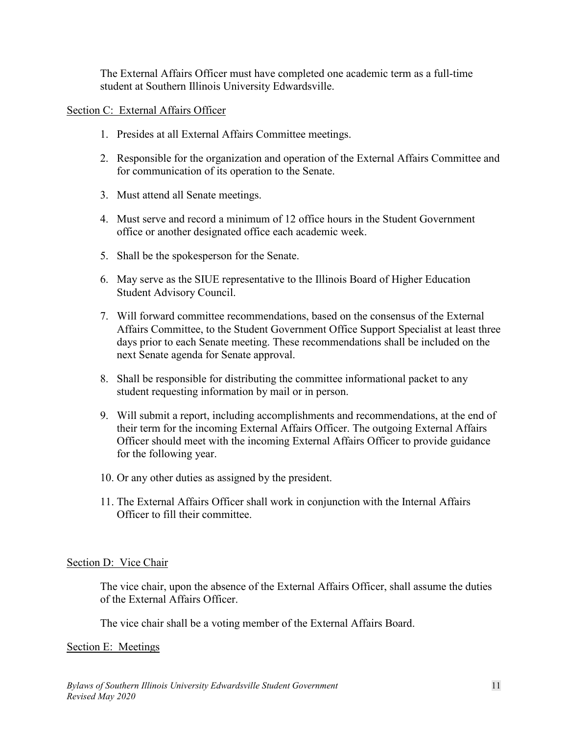The External Affairs Officer must have completed one academic term as a full-time student at Southern Illinois University Edwardsville.

Section C: External Affairs Officer

1. Presides at all External Affairs Committee meetings.
2. Responsible for the organization and operation of the External Affairs Committee and for communication of its operation to the Senate.
3. Must attend all Senate meetings.
4. Must serve and record a minimum of 12 office hours in the Student Government office or another designated office each academic week.
5. Shall be the spokesperson for the Senate.
6. May serve as the SIUE representative to the Illinois Board of Higher Education Student Advisory Council.
7. Will forward committee recommendations, based on the consensus of the External Affairs Committee, to the Student Government Office Support Specialist at least three days prior to each Senate meeting. These recommendations shall be included on the next Senate agenda for Senate approval.
8. Shall be responsible for distributing the committee informational packet to any student requesting information by mail or in person.
9. Will submit a report, including accomplishments and recommendations, at the end of their term for the incoming External Affairs Officer. The outgoing External Affairs Officer should meet with the incoming External Affairs Officer to provide guidance for the following year.
10. Or any other duties as assigned by the president.
11. The External Affairs Officer shall work in conjunction with the Internal Affairs Officer to fill their committee.

Section D: Vice Chair

The vice chair, upon the absence of the External Affairs Officer, shall assume the duties of the External Affairs Officer.

The vice chair shall be a voting member of the External Affairs Board.

Section E: Meetings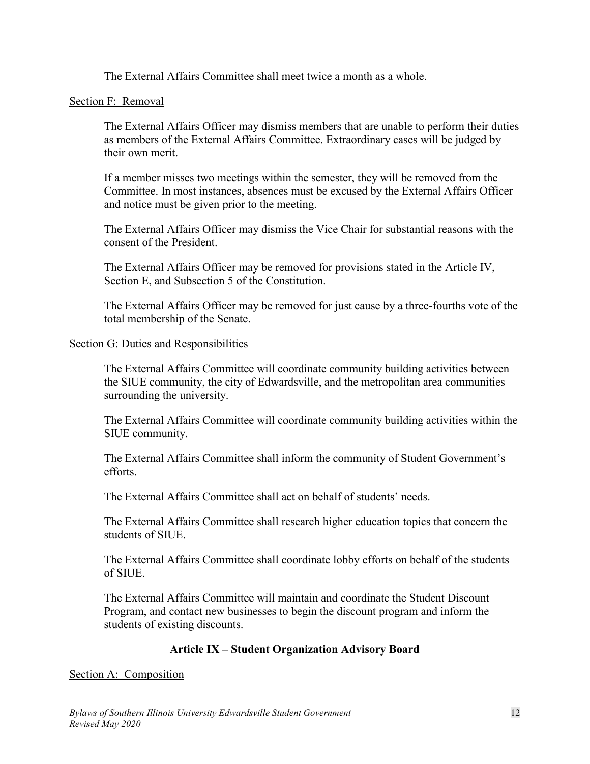The External Affairs Committee shall meet twice a month as a whole.

Section F: Removal

The External Affairs Officer may dismiss members that are unable to perform their duties as members of the External Affairs Committee. Extraordinary cases will be judged by their own merit.

If a member misses two meetings within the semester, they will be removed from the Committee. In most instances, absences must be excused by the External Affairs Officer and notice must be given prior to the meeting.

The External Affairs Officer may dismiss the Vice Chair for substantial reasons with the consent of the President.

The External Affairs Officer may be removed for provisions stated in the Article IV, Section E, and Subsection 5 of the Constitution.

The External Affairs Officer may be removed for just cause by a three-fourths vote of the total membership of the Senate.

Section G: Duties and Responsibilities

The External Affairs Committee will coordinate community building activities between the SIUE community, the city of Edwardsville, and the metropolitan area communities surrounding the university.

The External Affairs Committee will coordinate community building activities within the SIUE community.

The External Affairs Committee shall inform the community of Student Government's efforts.

The External Affairs Committee shall act on behalf of students' needs.

The External Affairs Committee shall research higher education topics that concern the students of SIUE.

The External Affairs Committee shall coordinate lobby efforts on behalf of the students of SIUE.

The External Affairs Committee will maintain and coordinate the Student Discount Program, and contact new businesses to begin the discount program and inform the students of existing discounts.

## Article IX – Student Organization Advisory Board

Section A: Composition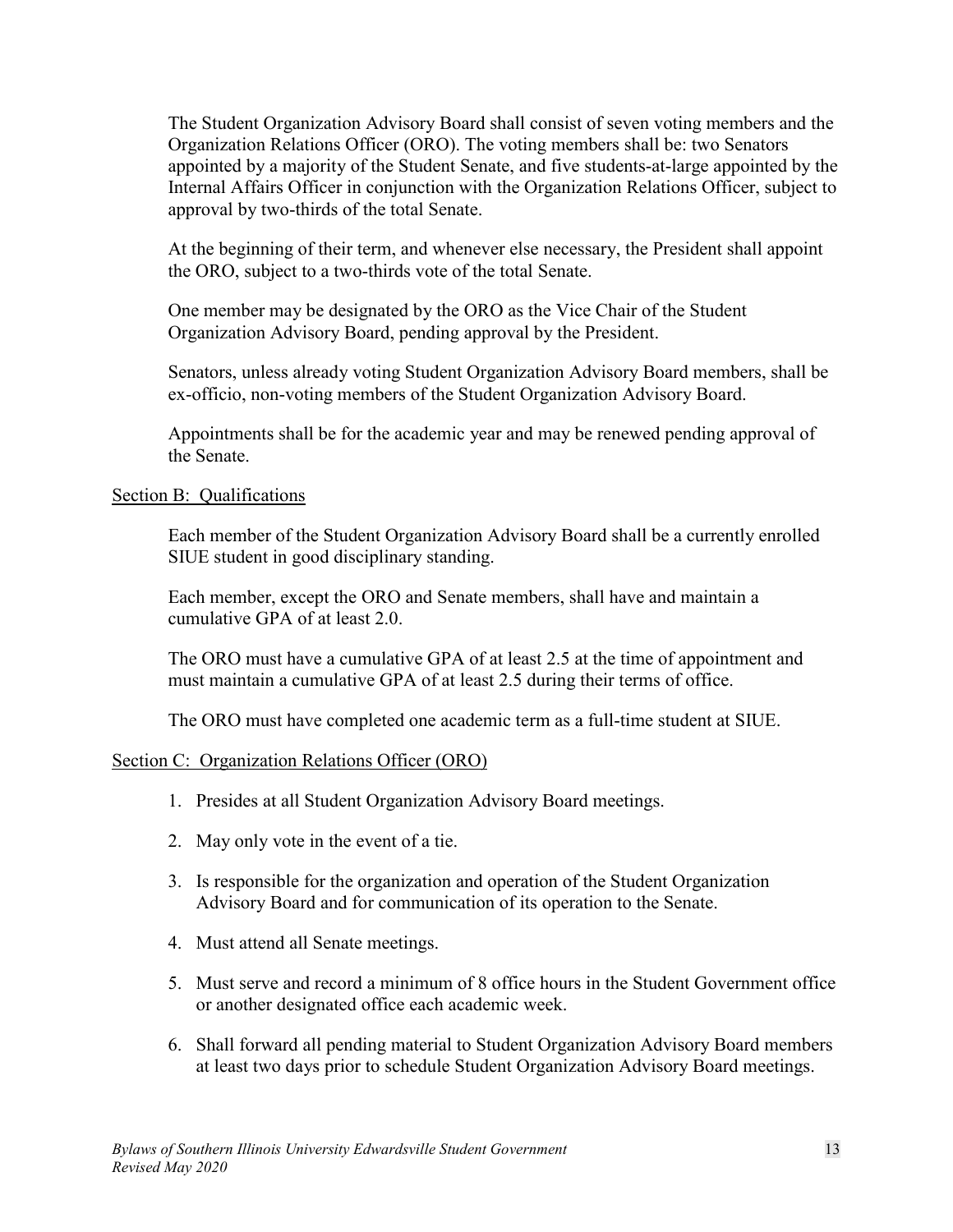The Student Organization Advisory Board shall consist of seven voting members and the Organization Relations Officer (ORO). The voting members shall be: two Senators appointed by a majority of the Student Senate, and five students-at-large appointed by the Internal Affairs Officer in conjunction with the Organization Relations Officer, subject to approval by two-thirds of the total Senate.

At the beginning of their term, and whenever else necessary, the President shall appoint the ORO, subject to a two-thirds vote of the total Senate.

One member may be designated by the ORO as the Vice Chair of the Student Organization Advisory Board, pending approval by the President.

Senators, unless already voting Student Organization Advisory Board members, shall be ex-officio, non-voting members of the Student Organization Advisory Board.

Appointments shall be for the academic year and may be renewed pending approval of the Senate.

### Section B: Qualifications

Each member of the Student Organization Advisory Board shall be a currently enrolled SIUE student in good disciplinary standing.

Each member, except the ORO and Senate members, shall have and maintain a cumulative GPA of at least 2.0.

The ORO must have a cumulative GPA of at least 2.5 at the time of appointment and must maintain a cumulative GPA of at least 2.5 during their terms of office.

The ORO must have completed one academic term as a full-time student at SIUE.

### Section C: Organization Relations Officer (ORO)

1. Presides at all Student Organization Advisory Board meetings.
2. May only vote in the event of a tie.
3. Is responsible for the organization and operation of the Student Organization Advisory Board and for communication of its operation to the Senate.
4. Must attend all Senate meetings.
5. Must serve and record a minimum of 8 office hours in the Student Government office or another designated office each academic week.
6. Shall forward all pending material to Student Organization Advisory Board members at least two days prior to schedule Student Organization Advisory Board meetings.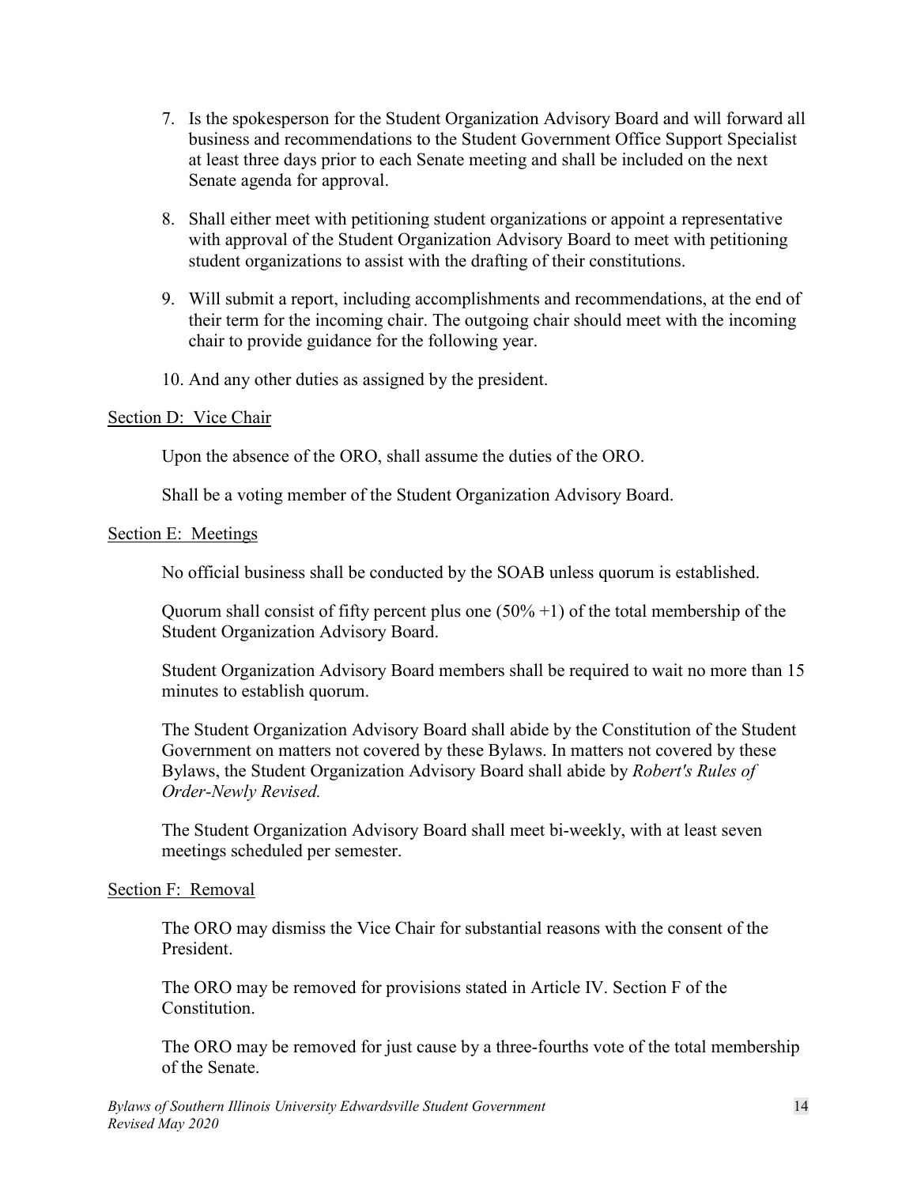7. Is the spokesperson for the Student Organization Advisory Board and will forward all business and recommendations to the Student Government Office Support Specialist at least three days prior to each Senate meeting and shall be included on the next Senate agenda for approval.

8. Shall either meet with petitioning student organizations or appoint a representative with approval of the Student Organization Advisory Board to meet with petitioning student organizations to assist with the drafting of their constitutions.

9. Will submit a report, including accomplishments and recommendations, at the end of their term for the incoming chair. The outgoing chair should meet with the incoming chair to provide guidance for the following year.

10. And any other duties as assigned by the president.

Section D: Vice Chair

Upon the absence of the ORO, shall assume the duties of the ORO.

Shall be a voting member of the Student Organization Advisory Board.

Section E: Meetings

No official business shall be conducted by the SOAB unless quorum is established.

Quorum shall consist of fifty percent plus one (50% +1) of the total membership of the Student Organization Advisory Board.

Student Organization Advisory Board members shall be required to wait no more than 15 minutes to establish quorum.

The Student Organization Advisory Board shall abide by the Constitution of the Student Government on matters not covered by these Bylaws. In matters not covered by these Bylaws, the Student Organization Advisory Board shall abide by *Robert's Rules of Order-Newly Revised.*

The Student Organization Advisory Board shall meet bi-weekly, with at least seven meetings scheduled per semester.

Section F: Removal

The ORO may dismiss the Vice Chair for substantial reasons with the consent of the President.

The ORO may be removed for provisions stated in Article IV. Section F of the Constitution.

The ORO may be removed for just cause by a three-fourths vote of the total membership of the Senate.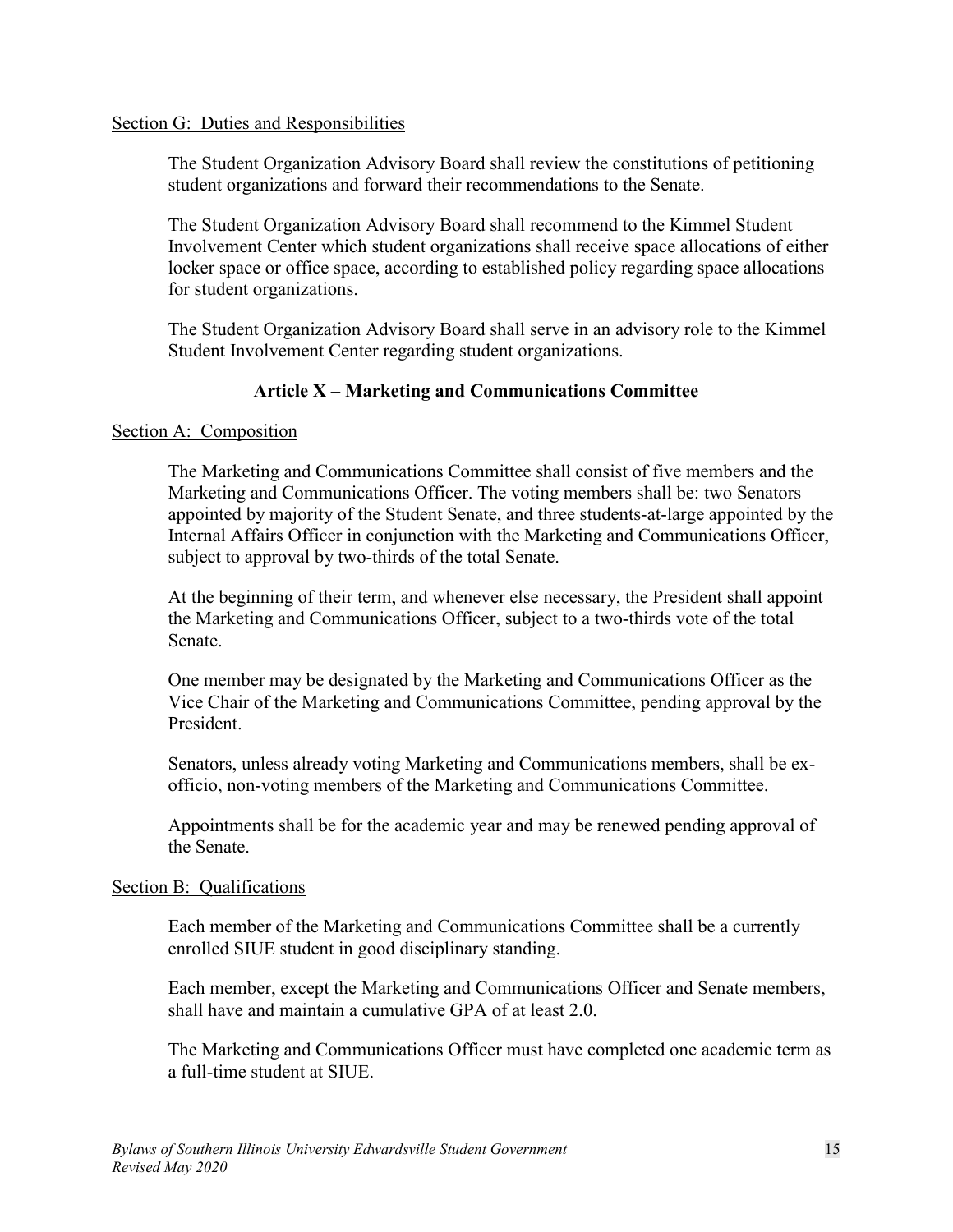Section G: Duties and Responsibilities

The Student Organization Advisory Board shall review the constitutions of petitioning student organizations and forward their recommendations to the Senate.

The Student Organization Advisory Board shall recommend to the Kimmel Student Involvement Center which student organizations shall receive space allocations of either locker space or office space, according to established policy regarding space allocations for student organizations.

The Student Organization Advisory Board shall serve in an advisory role to the Kimmel Student Involvement Center regarding student organizations.

## Article X – Marketing and Communications Committee

Section A: Composition

The Marketing and Communications Committee shall consist of five members and the Marketing and Communications Officer. The voting members shall be: two Senators appointed by majority of the Student Senate, and three students-at-large appointed by the Internal Affairs Officer in conjunction with the Marketing and Communications Officer, subject to approval by two-thirds of the total Senate.

At the beginning of their term, and whenever else necessary, the President shall appoint the Marketing and Communications Officer, subject to a two-thirds vote of the total Senate.

One member may be designated by the Marketing and Communications Officer as the Vice Chair of the Marketing and Communications Committee, pending approval by the President.

Senators, unless already voting Marketing and Communications members, shall be ex-officio, non-voting members of the Marketing and Communications Committee.

Appointments shall be for the academic year and may be renewed pending approval of the Senate.

Section B: Qualifications

Each member of the Marketing and Communications Committee shall be a currently enrolled SIUE student in good disciplinary standing.

Each member, except the Marketing and Communications Officer and Senate members, shall have and maintain a cumulative GPA of at least 2.0.

The Marketing and Communications Officer must have completed one academic term as a full-time student at SIUE.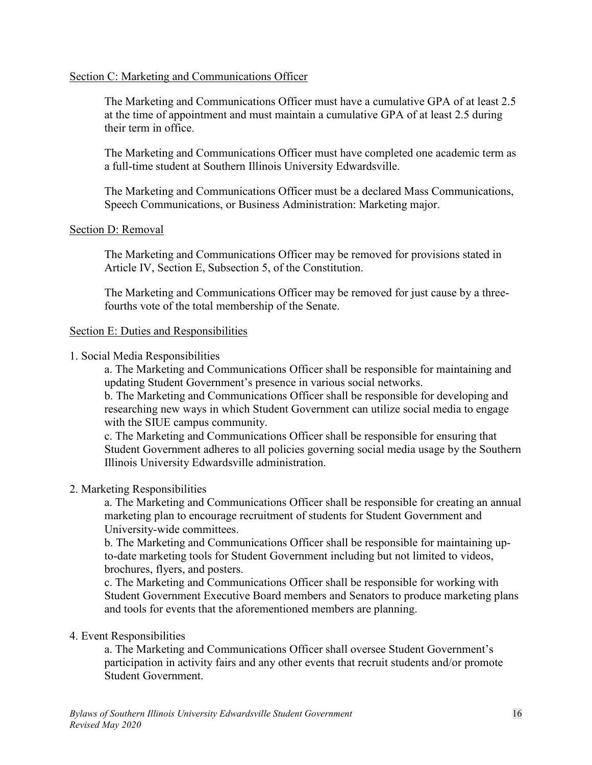### Section C: Marketing and Communications Officer

The Marketing and Communications Officer must have a cumulative GPA of at least 2.5 at the time of appointment and must maintain a cumulative GPA of at least 2.5 during their term in office.

The Marketing and Communications Officer must have completed one academic term as a full-time student at Southern Illinois University Edwardsville.

The Marketing and Communications Officer must be a declared Mass Communications, Speech Communications, or Business Administration: Marketing major.

### Section D: Removal

The Marketing and Communications Officer may be removed for provisions stated in Article IV, Section E, Subsection 5, of the Constitution.

The Marketing and Communications Officer may be removed for just cause by a three-fourths vote of the total membership of the Senate.

### Section E: Duties and Responsibilities

1. Social Media Responsibilities
   a. The Marketing and Communications Officer shall be responsible for maintaining and updating Student Government's presence in various social networks.
   b. The Marketing and Communications Officer shall be responsible for developing and researching new ways in which Student Government can utilize social media to engage with the SIUE campus community.
   c. The Marketing and Communications Officer shall be responsible for ensuring that Student Government adheres to all policies governing social media usage by the Southern Illinois University Edwardsville administration.

2. Marketing Responsibilities
   a. The Marketing and Communications Officer shall be responsible for creating an annual marketing plan to encourage recruitment of students for Student Government and University-wide committees.
   b. The Marketing and Communications Officer shall be responsible for maintaining up-to-date marketing tools for Student Government including but not limited to videos, brochures, flyers, and posters.
   c. The Marketing and Communications Officer shall be responsible for working with Student Government Executive Board members and Senators to produce marketing plans and tools for events that the aforementioned members are planning.

4. Event Responsibilities
   a. The Marketing and Communications Officer shall oversee Student Government's participation in activity fairs and any other events that recruit students and/or promote Student Government.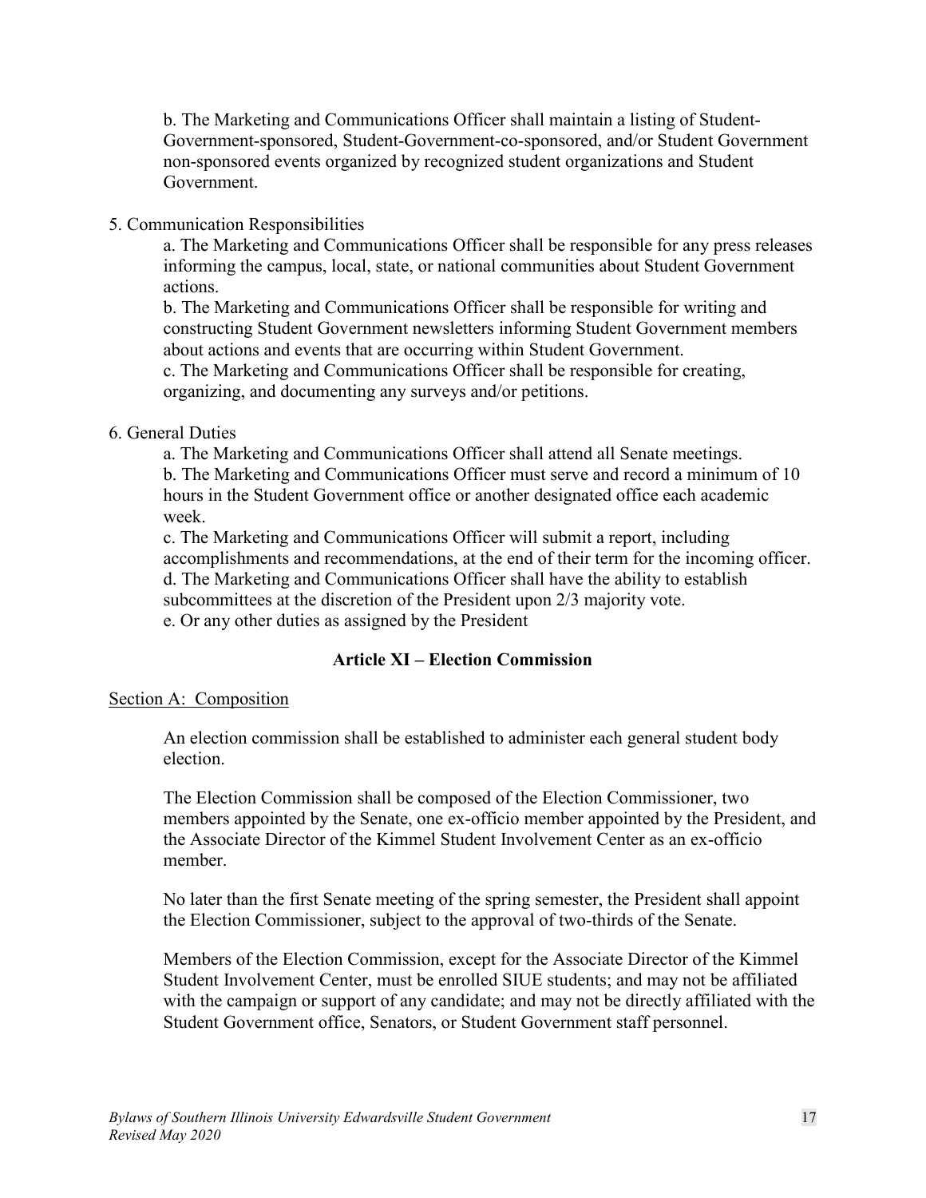b. The Marketing and Communications Officer shall maintain a listing of Student-Government-sponsored, Student-Government-co-sponsored, and/or Student Government non-sponsored events organized by recognized student organizations and Student Government.

5. Communication Responsibilities

a. The Marketing and Communications Officer shall be responsible for any press releases informing the campus, local, state, or national communities about Student Government actions.
b. The Marketing and Communications Officer shall be responsible for writing and constructing Student Government newsletters informing Student Government members about actions and events that are occurring within Student Government.
c. The Marketing and Communications Officer shall be responsible for creating, organizing, and documenting any surveys and/or petitions.

6. General Duties

a. The Marketing and Communications Officer shall attend all Senate meetings.
b. The Marketing and Communications Officer must serve and record a minimum of 10 hours in the Student Government office or another designated office each academic week.
c. The Marketing and Communications Officer will submit a report, including accomplishments and recommendations, at the end of their term for the incoming officer.
d. The Marketing and Communications Officer shall have the ability to establish subcommittees at the discretion of the President upon 2/3 majority vote.
e. Or any other duties as assigned by the President

## Article XI – Election Commission

Section A: Composition

An election commission shall be established to administer each general student body election.

The Election Commission shall be composed of the Election Commissioner, two members appointed by the Senate, one ex-officio member appointed by the President, and the Associate Director of the Kimmel Student Involvement Center as an ex-officio member.

No later than the first Senate meeting of the spring semester, the President shall appoint the Election Commissioner, subject to the approval of two-thirds of the Senate.

Members of the Election Commission, except for the Associate Director of the Kimmel Student Involvement Center, must be enrolled SIUE students; and may not be affiliated with the campaign or support of any candidate; and may not be directly affiliated with the Student Government office, Senators, or Student Government staff personnel.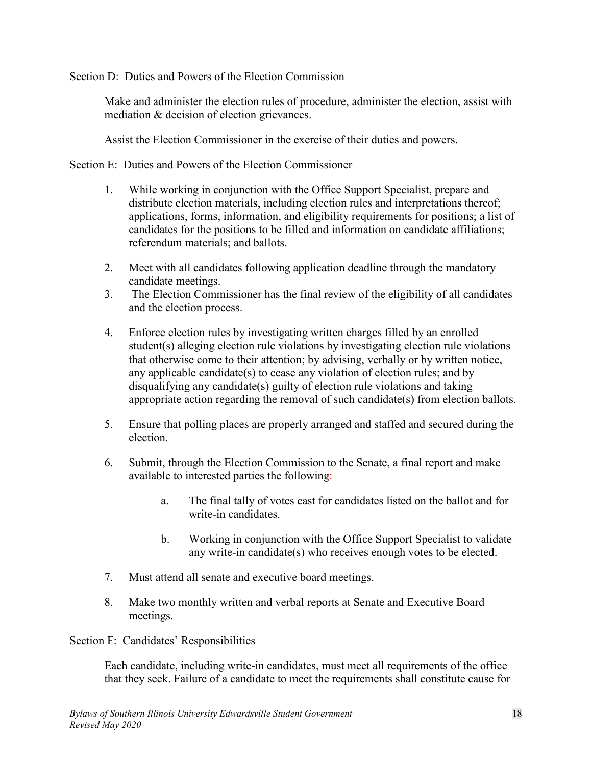Section D: Duties and Powers of the Election Commission

Make and administer the election rules of procedure, administer the election, assist with mediation & decision of election grievances.

Assist the Election Commissioner in the exercise of their duties and powers.

Section E: Duties and Powers of the Election Commissioner

1. While working in conjunction with the Office Support Specialist, prepare and distribute election materials, including election rules and interpretations thereof; applications, forms, information, and eligibility requirements for positions; a list of candidates for the positions to be filled and information on candidate affiliations; referendum materials; and ballots.

2. Meet with all candidates following application deadline through the mandatory candidate meetings.
3. The Election Commissioner has the final review of the eligibility of all candidates and the election process.

4. Enforce election rules by investigating written charges filled by an enrolled student(s) alleging election rule violations by investigating election rule violations that otherwise come to their attention; by advising, verbally or by written notice, any applicable candidate(s) to cease any violation of election rules; and by disqualifying any candidate(s) guilty of election rule violations and taking appropriate action regarding the removal of such candidate(s) from election ballots.

5. Ensure that polling places are properly arranged and staffed and secured during the election.

6. Submit, through the Election Commission to the Senate, a final report and make available to interested parties the following:

    a. The final tally of votes cast for candidates listed on the ballot and for write-in candidates.

    b. Working in conjunction with the Office Support Specialist to validate any write-in candidate(s) who receives enough votes to be elected.

7. Must attend all senate and executive board meetings.

8. Make two monthly written and verbal reports at Senate and Executive Board meetings.

Section F: Candidates' Responsibilities

Each candidate, including write-in candidates, must meet all requirements of the office that they seek. Failure of a candidate to meet the requirements shall constitute cause for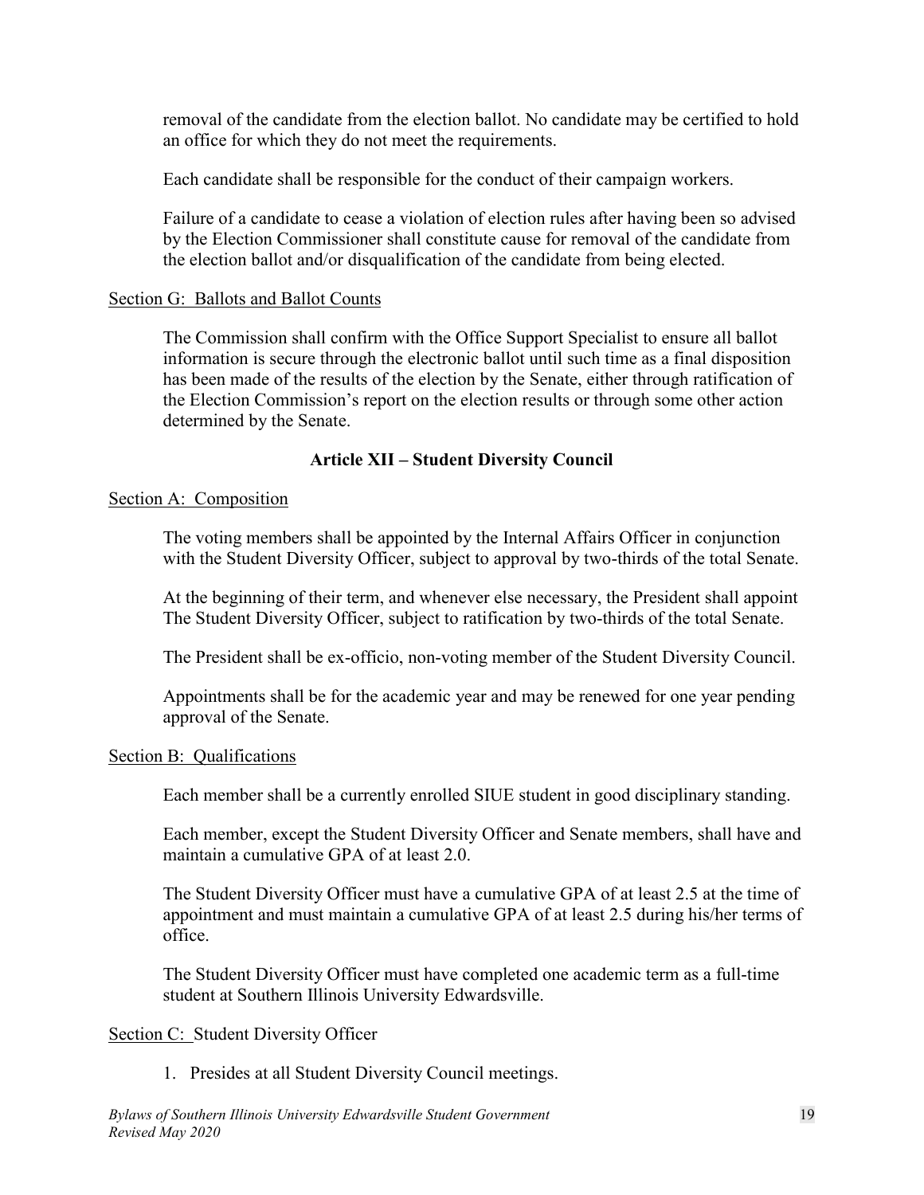removal of the candidate from the election ballot. No candidate may be certified to hold an office for which they do not meet the requirements.

Each candidate shall be responsible for the conduct of their campaign workers.

Failure of a candidate to cease a violation of election rules after having been so advised by the Election Commissioner shall constitute cause for removal of the candidate from the election ballot and/or disqualification of the candidate from being elected.

Section G: Ballots and Ballot Counts

The Commission shall confirm with the Office Support Specialist to ensure all ballot information is secure through the electronic ballot until such time as a final disposition has been made of the results of the election by the Senate, either through ratification of the Election Commission's report on the election results or through some other action determined by the Senate.

## Article XII – Student Diversity Council

Section A: Composition

The voting members shall be appointed by the Internal Affairs Officer in conjunction with the Student Diversity Officer, subject to approval by two-thirds of the total Senate.

At the beginning of their term, and whenever else necessary, the President shall appoint The Student Diversity Officer, subject to ratification by two-thirds of the total Senate.

The President shall be ex-officio, non-voting member of the Student Diversity Council.

Appointments shall be for the academic year and may be renewed for one year pending approval of the Senate.

Section B: Qualifications

Each member shall be a currently enrolled SIUE student in good disciplinary standing.

Each member, except the Student Diversity Officer and Senate members, shall have and maintain a cumulative GPA of at least 2.0.

The Student Diversity Officer must have a cumulative GPA of at least 2.5 at the time of appointment and must maintain a cumulative GPA of at least 2.5 during his/her terms of office.

The Student Diversity Officer must have completed one academic term as a full-time student at Southern Illinois University Edwardsville.

Section C: Student Diversity Officer

1. Presides at all Student Diversity Council meetings.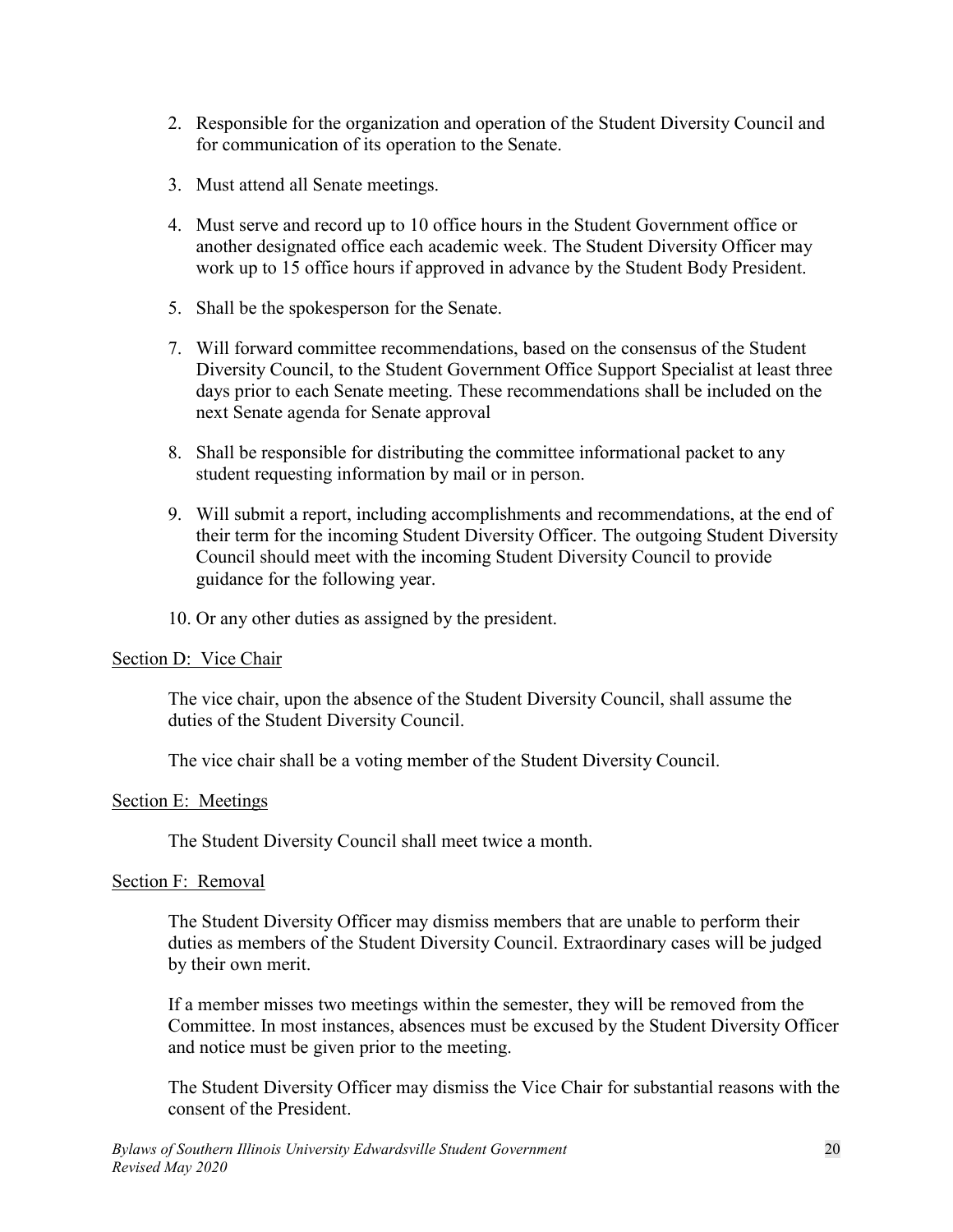2. Responsible for the organization and operation of the Student Diversity Council and for communication of its operation to the Senate.

3. Must attend all Senate meetings.

4. Must serve and record up to 10 office hours in the Student Government office or another designated office each academic week. The Student Diversity Officer may work up to 15 office hours if approved in advance by the Student Body President.

5. Shall be the spokesperson for the Senate.

7. Will forward committee recommendations, based on the consensus of the Student Diversity Council, to the Student Government Office Support Specialist at least three days prior to each Senate meeting. These recommendations shall be included on the next Senate agenda for Senate approval

8. Shall be responsible for distributing the committee informational packet to any student requesting information by mail or in person.

9. Will submit a report, including accomplishments and recommendations, at the end of their term for the incoming Student Diversity Officer. The outgoing Student Diversity Council should meet with the incoming Student Diversity Council to provide guidance for the following year.

10. Or any other duties as assigned by the president.

Section D: Vice Chair

The vice chair, upon the absence of the Student Diversity Council, shall assume the duties of the Student Diversity Council.

The vice chair shall be a voting member of the Student Diversity Council.

Section E: Meetings

The Student Diversity Council shall meet twice a month.

Section F: Removal

The Student Diversity Officer may dismiss members that are unable to perform their duties as members of the Student Diversity Council. Extraordinary cases will be judged by their own merit.

If a member misses two meetings within the semester, they will be removed from the Committee. In most instances, absences must be excused by the Student Diversity Officer and notice must be given prior to the meeting.

The Student Diversity Officer may dismiss the Vice Chair for substantial reasons with the consent of the President.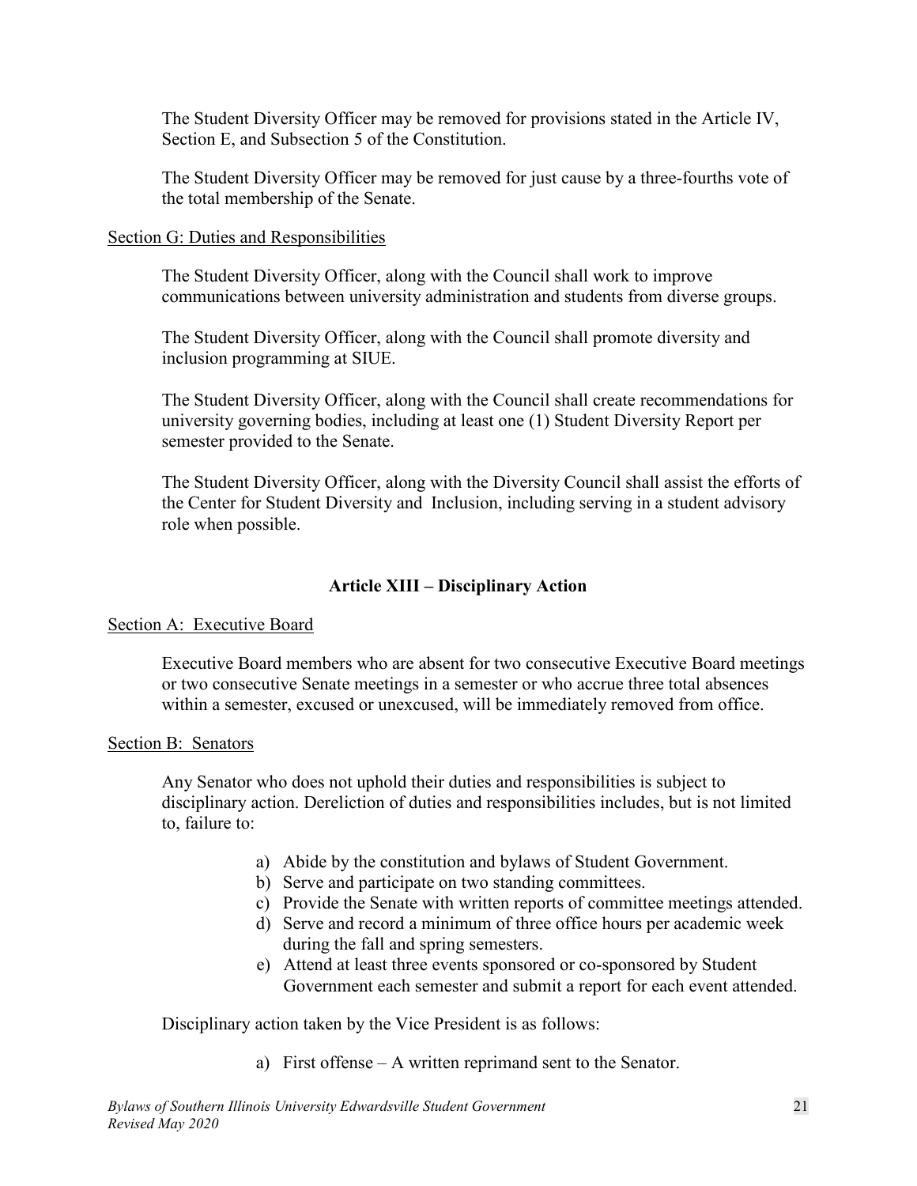The Student Diversity Officer may be removed for provisions stated in the Article IV, Section E, and Subsection 5 of the Constitution.

The Student Diversity Officer may be removed for just cause by a three-fourths vote of the total membership of the Senate.

Section G: Duties and Responsibilities

The Student Diversity Officer, along with the Council shall work to improve communications between university administration and students from diverse groups.

The Student Diversity Officer, along with the Council shall promote diversity and inclusion programming at SIUE.

The Student Diversity Officer, along with the Council shall create recommendations for university governing bodies, including at least one (1) Student Diversity Report per semester provided to the Senate.

The Student Diversity Officer, along with the Diversity Council shall assist the efforts of the Center for Student Diversity and Inclusion, including serving in a student advisory role when possible.

## Article XIII – Disciplinary Action

Section A: Executive Board

Executive Board members who are absent for two consecutive Executive Board meetings or two consecutive Senate meetings in a semester or who accrue three total absences within a semester, excused or unexcused, will be immediately removed from office.

Section B: Senators

Any Senator who does not uphold their duties and responsibilities is subject to disciplinary action. Dereliction of duties and responsibilities includes, but is not limited to, failure to:

a) Abide by the constitution and bylaws of Student Government.
b) Serve and participate on two standing committees.
c) Provide the Senate with written reports of committee meetings attended.
d) Serve and record a minimum of three office hours per academic week during the fall and spring semesters.
e) Attend at least three events sponsored or co-sponsored by Student Government each semester and submit a report for each event attended.

Disciplinary action taken by the Vice President is as follows:

a) First offense – A written reprimand sent to the Senator.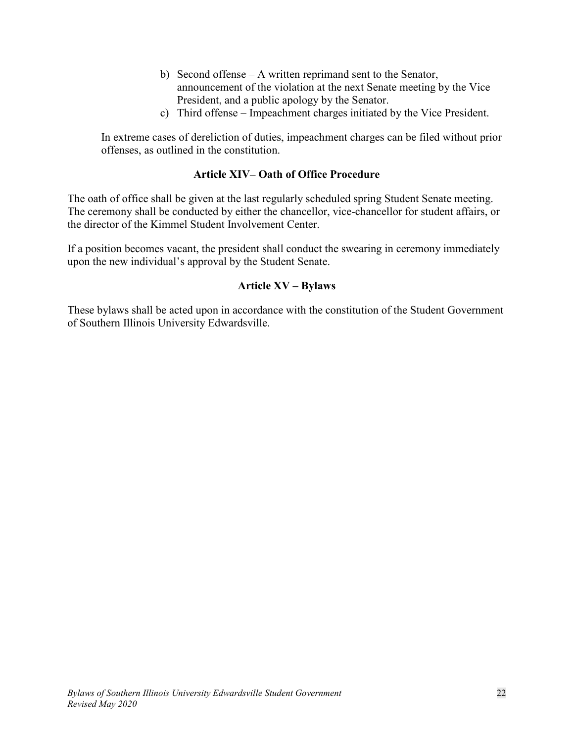b) Second offense – A written reprimand sent to the Senator, announcement of the violation at the next Senate meeting by the Vice President, and a public apology by the Senator.
c) Third offense – Impeachment charges initiated by the Vice President.

In extreme cases of dereliction of duties, impeachment charges can be filed without prior offenses, as outlined in the constitution.

## Article XIV– Oath of Office Procedure

The oath of office shall be given at the last regularly scheduled spring Student Senate meeting. The ceremony shall be conducted by either the chancellor, vice-chancellor for student affairs, or the director of the Kimmel Student Involvement Center.

If a position becomes vacant, the president shall conduct the swearing in ceremony immediately upon the new individual's approval by the Student Senate.

## Article XV – Bylaws

These bylaws shall be acted upon in accordance with the constitution of the Student Government of Southern Illinois University Edwardsville.